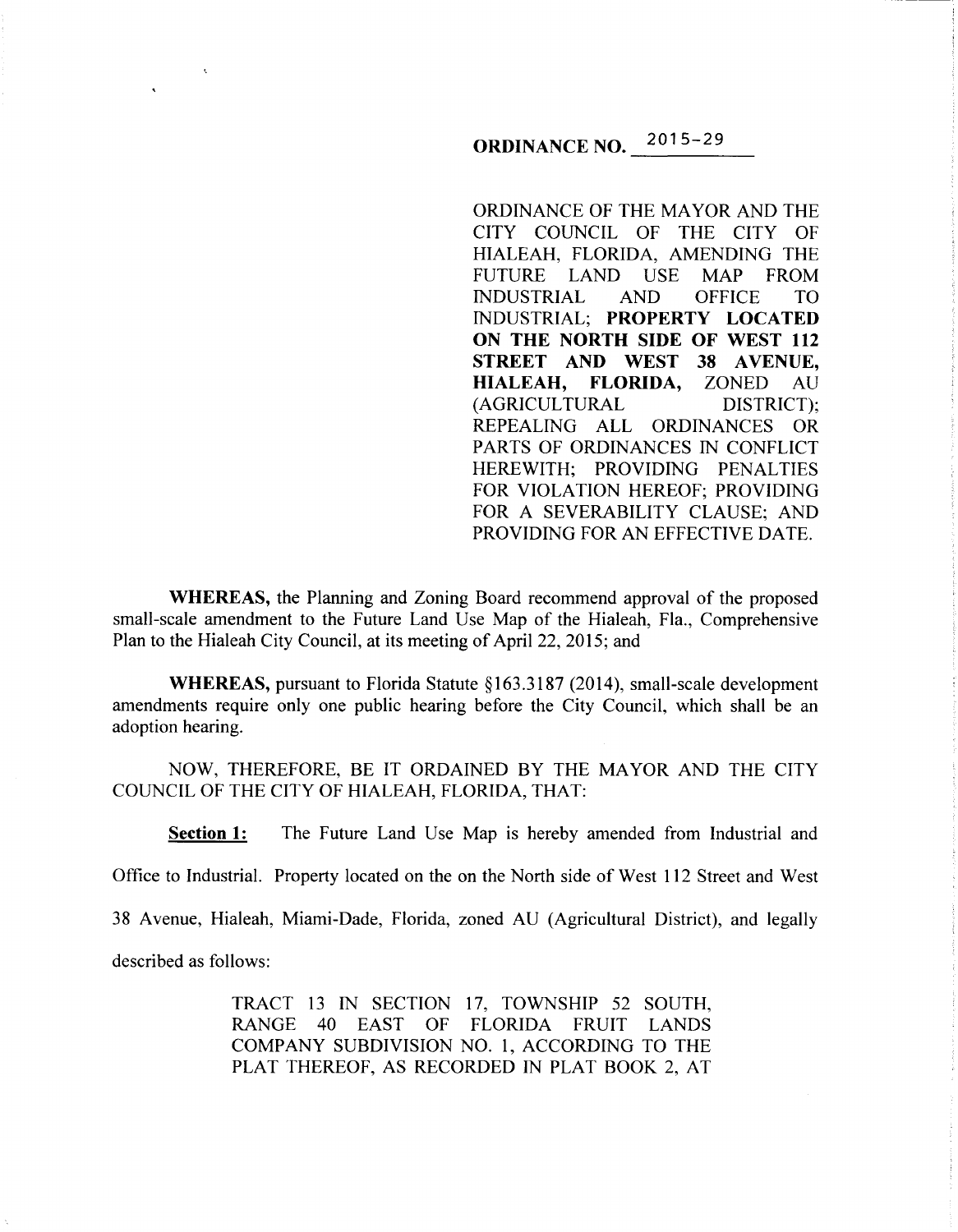# ORDINANCE NO. 2015-29

ORDINANCE OF THE MAYOR AND THE CITY COUNCIL OF THE CITY OF HIALEAH, FLORIDA, AMENDING THE FUTURE LAND USE MAP FROM INDUSTRIAL AND OFFICE TO INDUSTRIAL; **PROPERTY LOCATED ON THE NORTH SIDE OF WEST 112 STREET AND WEST 38 AVENUE, HIALEAH, FLORIDA,** ZONED AU (AGRICULTURAL DISTRICT); REPEALING ALL ORDINANCES OR PARTS OF ORDINANCES IN CONFLICT HEREWITH; PROVIDING PENALTIES FOR VIOLATION HEREOF; PROVIDING FOR A SEVERABILITY CLAUSE; AND PROVIDING FOR AN EFFECTIVE DATE.

**WHEREAS,** the Planning and Zoning Board recommend approval of the proposed small-scale amendment to the Future Land Use Map of the Hialeah, Fla., Comprehensive Plan to the Hialeah City Council, at its meeting of April 22, 2015; and

**WHEREAS,** pursuant to Florida Statute §163.3187 (2014), small-scale development amendments require only one public hearing before the City Council, which shall be an adoption hearing.

NOW, THEREFORE, BE IT ORDAINED BY THE MAYOR AND THE CITY COUNCIL OF THE CITY OF HIALEAH, FLORIDA, THAT:

**Section 1:** The Future Land Use Map is hereby amended from Industrial and Office to Industrial. Property located on the on the North side of West 112 Street and West 38 Avenue, Hialeah, Miami-Dade, Florida, zoned AU (Agricultural District), and legally described as follows:

> TRACT 13 IN SECTION 17, TOWNSHIP 52 SOUTH, RANGE 40 EAST OF FLORIDA FRUIT LANDS COMPANY SUBDIVISION NO. 1, ACCORDING TO THE PLAT THEREOF, AS RECORDED IN PLAT BOOK 2, AT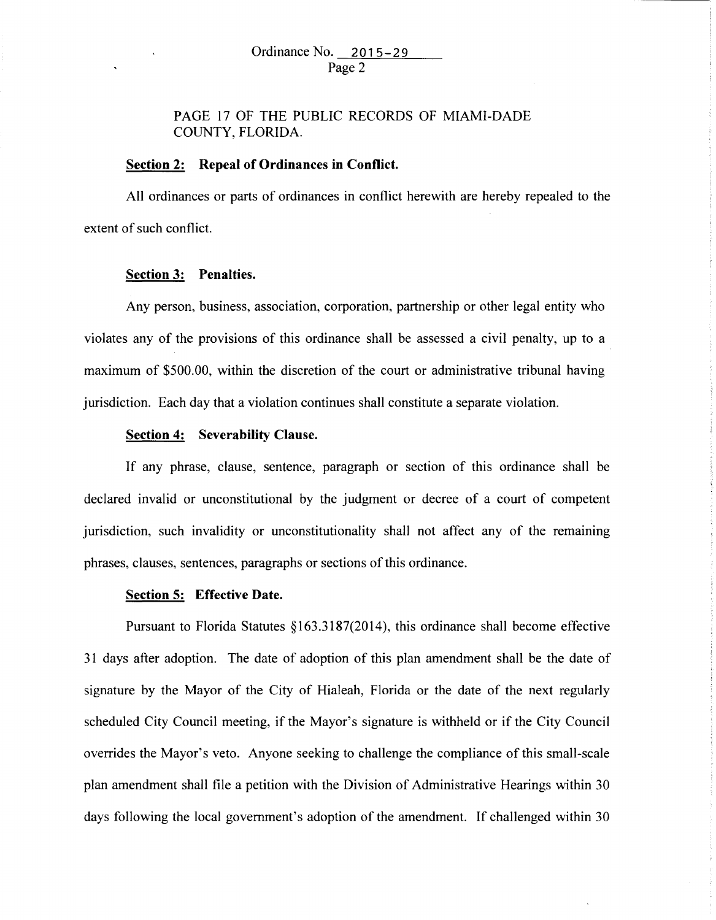PAGE 17 OF THE PUBLIC RECORDS OF MIAMI-DADE COUNTY, FLORIDA.

**Section 2: Repeal of Ordinances in Conflict.**

All ordinances or parts of ordinances in conflict herewith are hereby repealed to the extent of such conflict.

**Section 3: Penalties.**

Any person, business, association, corporation, partnership or other legal entity who violates any of the provisions of this ordinance shall be assessed a civil penalty, up to a maximum of $500.00, within the discretion of the court or administrative tribunal having jurisdiction. Each day that a violation continues shall constitute a separate violation.

**Section 4: Severability Clause.**

If any phrase, clause, sentence, paragraph or section of this ordinance shall be declared invalid or unconstitutional by the judgment or decree of a court of competent jurisdiction, such invalidity or unconstitutionality shall not affect any of the remaining phrases, clauses, sentences, paragraphs or sections of this ordinance.

**Section 5: Effective Date.**

Pursuant to Florida Statutes §163.3187(2014), this ordinance shall become effective 31 days after adoption. The date of adoption of this plan amendment shall be the date of signature by the Mayor of the City of Hialeah, Florida or the date of the next regularly scheduled City Council meeting, if the Mayor's signature is withheld or if the City Council overrides the Mayor's veto. Anyone seeking to challenge the compliance of this small-scale plan amendment shall file a petition with the Division of Administrative Hearings within 30 days following the local government's adoption of the amendment. If challenged within 30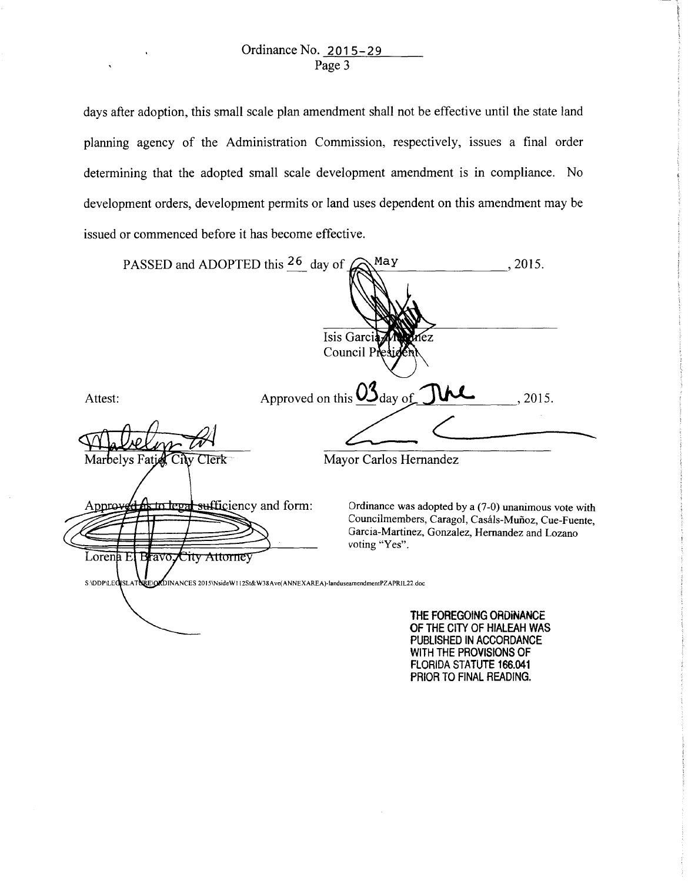days after adoption, this small scale plan amendment shall not be effective until the state land planning agency of the Administration Commission, respectively, issues a final order determining that the adopted small scale development amendment is in compliance. No development orders, development permits or land uses dependent on this amendment may be issued or commenced before it has become effective.

PASSED and ADOPTED this 26 day of May, 2015.

Isis Garcia-Martinez
Council President

Attest:

Approved on this 03 day of June, 2015.

Marbelys Fatjo, City Clerk

Mayor Carlos Hernandez

Approved as to legal sufficiency and form:

Lorena E. Bravo, City Attorney

Ordinance was adopted by a (7-0) unanimous vote with Councilmembers, Caragol, Casáls-Muñoz, Cue-Fuente, Garcia-Martinez, Gonzalez, Hernandez and Lozano voting "Yes".

S:\DDP\LEGISLATURE\ORDINANCES 2015\NsideW112St&W38Ave(ANNEXAREA)-landuseamendmentPZAPRIL22.doc

**THE FOREGOING ORDINANCE OF THE CITY OF HIALEAH WAS PUBLISHED IN ACCORDANCE WITH THE PROVISIONS OF FLORIDA STATUTE 166.041 PRIOR TO FINAL READING.**